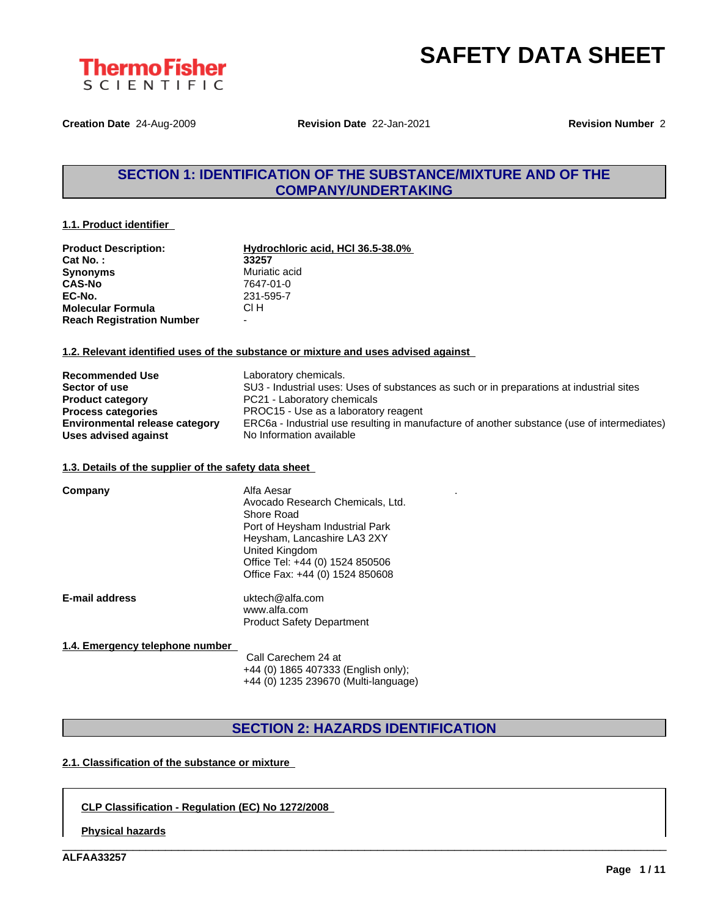ThermoFisher SCIENTIFIC

# SAFETY DATA SHEET

**Creation Date** 24-Aug-2009 **Revision Date** 22-Jan-2021 **Revision Number** 2

## SECTION 1: IDENTIFICATION OF THE SUBSTANCE/MIXTURE AND OF THE COMPANY/UNDERTAKING

### 1.1. Product identifier

| | |
|---|---|
| **Product Description:** | **Hydrochloric acid, HCl 36.5-38.0%** |
| **Cat No. :** | **33257** |
| **Synonyms** | Muriatic acid |
| **CAS-No** | 7647-01-0 |
| **EC-No.** | 231-595-7 |
| **Molecular Formula** | Cl H |
| **Reach Registration Number** | - |

### 1.2. Relevant identified uses of the substance or mixture and uses advised against

| | |
|---|---|
| **Recommended Use** | Laboratory chemicals. |
| **Sector of use** | SU3 - Industrial uses: Uses of substances as such or in preparations at industrial sites |
| **Product category** | PC21 - Laboratory chemicals |
| **Process categories** | PROC15 - Use as a laboratory reagent |
| **Environmental release category** | ERC6a - Industrial use resulting in manufacture of another substance (use of intermediates) |
| **Uses advised against** | No Information available |

### 1.3. Details of the supplier of the safety data sheet

**Company**

Alfa Aesar
Avocado Research Chemicals, Ltd.
Shore Road
Port of Heysham Industrial Park
Heysham, Lancashire LA3 2XY
United Kingdom
Office Tel: +44 (0) 1524 850506
Office Fax: +44 (0) 1524 850608

**E-mail address**

uktech@alfa.com
www.alfa.com
Product Safety Department

### 1.4. Emergency telephone number

Call Carechem 24 at
+44 (0) 1865 407333 (English only);
+44 (0) 1235 239670 (Multi-language)

## SECTION 2: HAZARDS IDENTIFICATION

### 2.1. Classification of the substance or mixture

**CLP Classification - Regulation (EC) No 1272/2008**

**Physical hazards**

ALFAA33257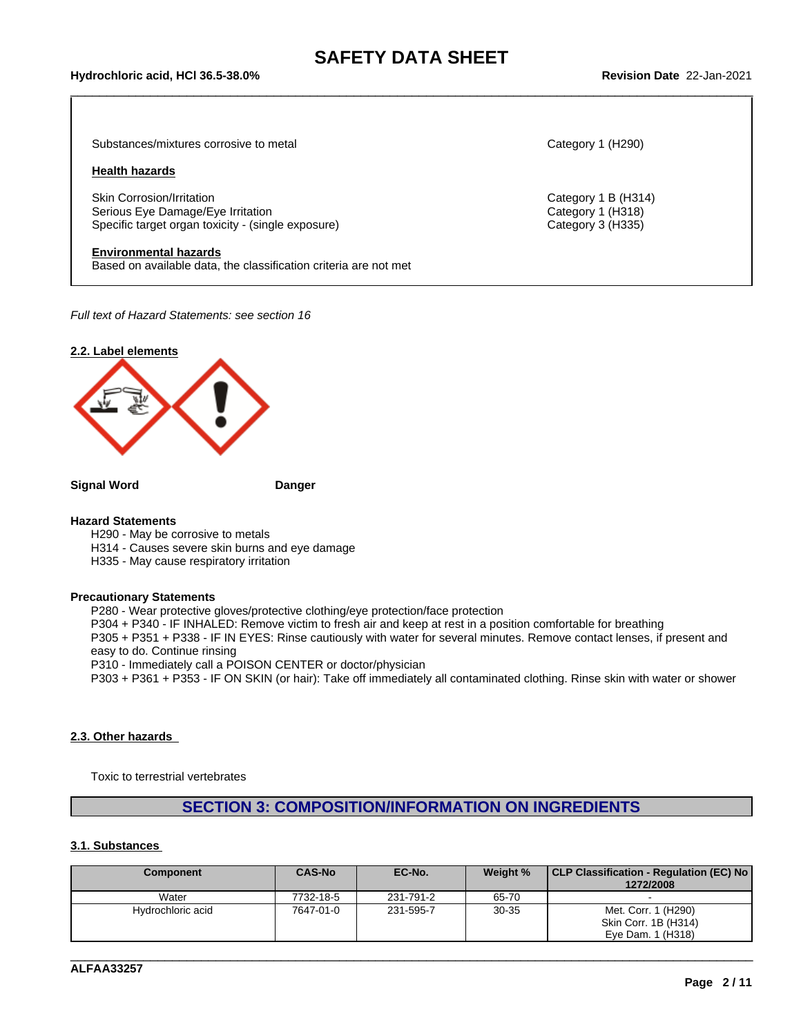Substances/mixtures corrosive to metal | Category 1 (H290)

**Health hazards**

| | |
|---|---|
| Skin Corrosion/Irritation | Category 1 B (H314) |
| Serious Eye Damage/Eye Irritation | Category 1 (H318) |
| Specific target organ toxicity - (single exposure) | Category 3 (H335) |

**Environmental hazards**
Based on available data, the classification criteria are not met

*Full text of Hazard Statements: see section 16*

### 2.2. Label elements

**Signal Word** Danger

**Hazard Statements**

H290 - May be corrosive to metals
H314 - Causes severe skin burns and eye damage
H335 - May cause respiratory irritation

**Precautionary Statements**

P280 - Wear protective gloves/protective clothing/eye protection/face protection
P304 + P340 - IF INHALED: Remove victim to fresh air and keep at rest in a position comfortable for breathing
P305 + P351 + P338 - IF IN EYES: Rinse cautiously with water for several minutes. Remove contact lenses, if present and easy to do. Continue rinsing
P310 - Immediately call a POISON CENTER or doctor/physician
P303 + P361 + P353 - IF ON SKIN (or hair): Take off immediately all contaminated clothing. Rinse skin with water or shower

### 2.3. Other hazards

Toxic to terrestrial vertebrates

## SECTION 3: COMPOSITION/INFORMATION ON INGREDIENTS

### 3.1. Substances

| Component | CAS-No | EC-No. | Weight % | CLP Classification - Regulation (EC) No 1272/2008 |
|---|---|---|---|---|
| Water | 7732-18-5 | 231-791-2 | 65-70 | - |
| Hydrochloric acid | 7647-01-0 | 231-595-7 | 30-35 | Met. Corr. 1 (H290)<br>Skin Corr. 1B (H314)<br>Eye Dam. 1 (H318) |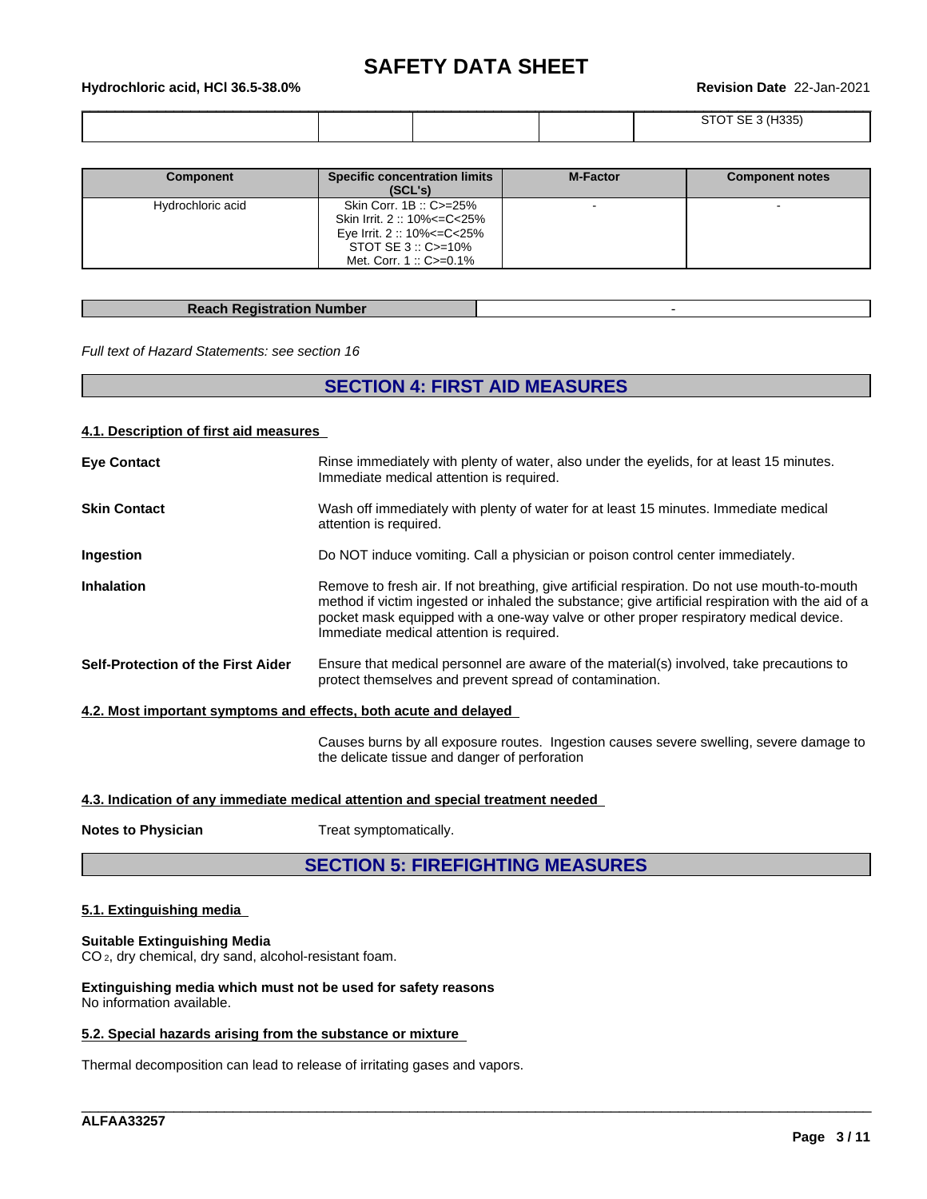| | | | | |
|---|---|---|---|---|
| | | | | STOT SE 3 (H335) |

| Component | Specific concentration limits (SCL's) | M-Factor | Component notes |
|---|---|---|---|
| Hydrochloric acid | Skin Corr. 1B :: C>=25%<br>Skin Irrit. 2 :: 10%<=C<25%<br>Eye Irrit. 2 :: 10%<=C<25%<br>STOT SE 3 :: C>=10%<br>Met. Corr. 1 :: C>=0.1% | - | - |

| Reach Registration Number | - |
|---|---|

*Full text of Hazard Statements: see section 16*

## SECTION 4: FIRST AID MEASURES

### 4.1. Description of first aid measures

**Eye Contact** Rinse immediately with plenty of water, also under the eyelids, for at least 15 minutes. Immediate medical attention is required.

**Skin Contact** Wash off immediately with plenty of water for at least 15 minutes. Immediate medical attention is required.

**Ingestion** Do NOT induce vomiting. Call a physician or poison control center immediately.

**Inhalation** Remove to fresh air. If not breathing, give artificial respiration. Do not use mouth-to-mouth method if victim ingested or inhaled the substance; give artificial respiration with the aid of a pocket mask equipped with a one-way valve or other proper respiratory medical device. Immediate medical attention is required.

**Self-Protection of the First Aider** Ensure that medical personnel are aware of the material(s) involved, take precautions to protect themselves and prevent spread of contamination.

### 4.2. Most important symptoms and effects, both acute and delayed

Causes burns by all exposure routes. Ingestion causes severe swelling, severe damage to the delicate tissue and danger of perforation

### 4.3. Indication of any immediate medical attention and special treatment needed

**Notes to Physician** Treat symptomatically.

## SECTION 5: FIREFIGHTING MEASURES

### 5.1. Extinguishing media

**Suitable Extinguishing Media**
$CO_2$, dry chemical, dry sand, alcohol-resistant foam.

**Extinguishing media which must not be used for safety reasons**
No information available.

### 5.2. Special hazards arising from the substance or mixture

Thermal decomposition can lead to release of irritating gases and vapors.

ALFAA33257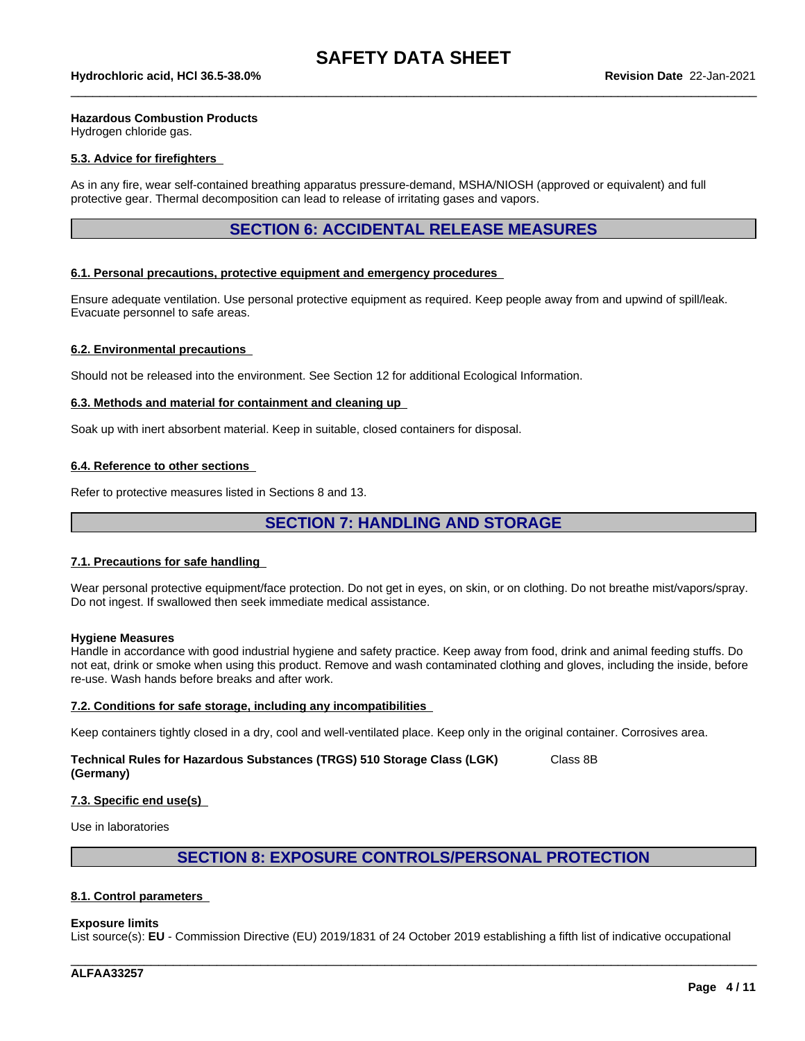**Hazardous Combustion Products**
Hydrogen chloride gas.

### 5.3. Advice for firefighters

As in any fire, wear self-contained breathing apparatus pressure-demand, MSHA/NIOSH (approved or equivalent) and full protective gear. Thermal decomposition can lead to release of irritating gases and vapors.

## SECTION 6: ACCIDENTAL RELEASE MEASURES

### 6.1. Personal precautions, protective equipment and emergency procedures

Ensure adequate ventilation. Use personal protective equipment as required. Keep people away from and upwind of spill/leak. Evacuate personnel to safe areas.

### 6.2. Environmental precautions

Should not be released into the environment. See Section 12 for additional Ecological Information.

### 6.3. Methods and material for containment and cleaning up

Soak up with inert absorbent material. Keep in suitable, closed containers for disposal.

### 6.4. Reference to other sections

Refer to protective measures listed in Sections 8 and 13.

## SECTION 7: HANDLING AND STORAGE

### 7.1. Precautions for safe handling

Wear personal protective equipment/face protection. Do not get in eyes, on skin, or on clothing. Do not breathe mist/vapors/spray. Do not ingest. If swallowed then seek immediate medical assistance.

**Hygiene Measures**
Handle in accordance with good industrial hygiene and safety practice. Keep away from food, drink and animal feeding stuffs. Do not eat, drink or smoke when using this product. Remove and wash contaminated clothing and gloves, including the inside, before re-use. Wash hands before breaks and after work.

### 7.2. Conditions for safe storage, including any incompatibilities

Keep containers tightly closed in a dry, cool and well-ventilated place. Keep only in the original container. Corrosives area.

**Technical Rules for Hazardous Substances (TRGS) 510 Storage Class (LGK) (Germany)** Class 8B

### 7.3. Specific end use(s)

Use in laboratories

## SECTION 8: EXPOSURE CONTROLS/PERSONAL PROTECTION

### 8.1. Control parameters

**Exposure limits**
List source(s): **EU** - Commission Directive (EU) 2019/1831 of 24 October 2019 establishing a fifth list of indicative occupational

ALFAA33257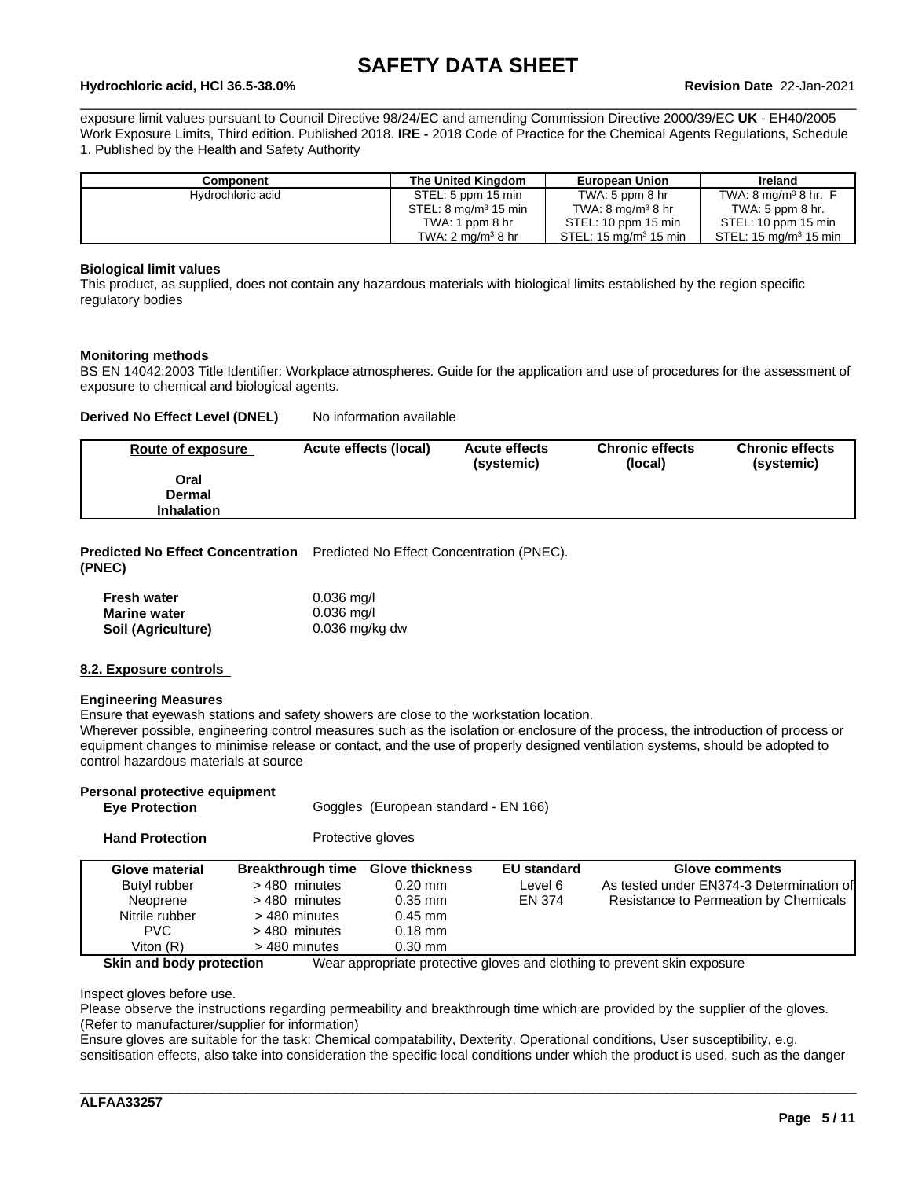exposure limit values pursuant to Council Directive 98/24/EC and amending Commission Directive 2000/39/EC **UK** - EH40/2005 Work Exposure Limits, Third edition. Published 2018. **IRE -** 2018 Code of Practice for the Chemical Agents Regulations, Schedule 1. Published by the Health and Safety Authority

| Component | The United Kingdom | European Union | Ireland |
|---|---|---|---|
| Hydrochloric acid | STEL: 5 ppm 15 min<br>STEL: 8 mg/m³ 15 min<br>TWA: 1 ppm 8 hr<br>TWA: 2 mg/m³ 8 hr | TWA: 5 ppm 8 hr<br>TWA: 8 mg/m³ 8 hr<br>STEL: 10 ppm 15 min<br>STEL: 15 mg/m³ 15 min | TWA: 8 mg/m³ 8 hr. F<br>TWA: 5 ppm 8 hr.<br>STEL: 10 ppm 15 min<br>STEL: 15 mg/m³ 15 min |

**Biological limit values**

This product, as supplied, does not contain any hazardous materials with biological limits established by the region specific regulatory bodies

**Monitoring methods**

BS EN 14042:2003 Title Identifier: Workplace atmospheres. Guide for the application and use of procedures for the assessment of exposure to chemical and biological agents.

**Derived No Effect Level (DNEL)** No information available

| Route of exposure | Acute effects (local) | Acute effects (systemic) | Chronic effects (local) | Chronic effects (systemic) |
|---|---|---|---|---|
| **Oral** | | | | |
| **Dermal** | | | | |
| **Inhalation** | | | | |

**Predicted No Effect Concentration (PNEC)** Predicted No Effect Concentration (PNEC).

| | |
|---|---|
| **Fresh water** | 0.036 mg/l |
| **Marine water** | 0.036 mg/l |
| **Soil (Agriculture)** | 0.036 mg/kg dw |

## 8.2. Exposure controls

**Engineering Measures**

Ensure that eyewash stations and safety showers are close to the workstation location.
Wherever possible, engineering control measures such as the isolation or enclosure of the process, the introduction of process or equipment changes to minimise release or contact, and the use of properly designed ventilation systems, should be adopted to control hazardous materials at source

**Personal protective equipment**

**Eye Protection** Goggles (European standard - EN 166)

**Hand Protection** Protective gloves

| Glove material | Breakthrough time | Glove thickness | EU standard | Glove comments |
|---|---|---|---|---|
| Butyl rubber | > 480 minutes | 0.20 mm | Level 6 | As tested under EN374-3 Determination of |
| Neoprene | > 480 minutes | 0.35 mm | EN 374 | Resistance to Permeation by Chemicals |
| Nitrile rubber | > 480 minutes | 0.45 mm | | |
| PVC | > 480 minutes | 0.18 mm | | |
| Viton (R) | > 480 minutes | 0.30 mm | | |

**Skin and body protection** Wear appropriate protective gloves and clothing to prevent skin exposure

Inspect gloves before use.
Please observe the instructions regarding permeability and breakthrough time which are provided by the supplier of the gloves. (Refer to manufacturer/supplier for information)
Ensure gloves are suitable for the task: Chemical compatability, Dexterity, Operational conditions, User susceptibility, e.g. sensitisation effects, also take into consideration the specific local conditions under which the product is used, such as the danger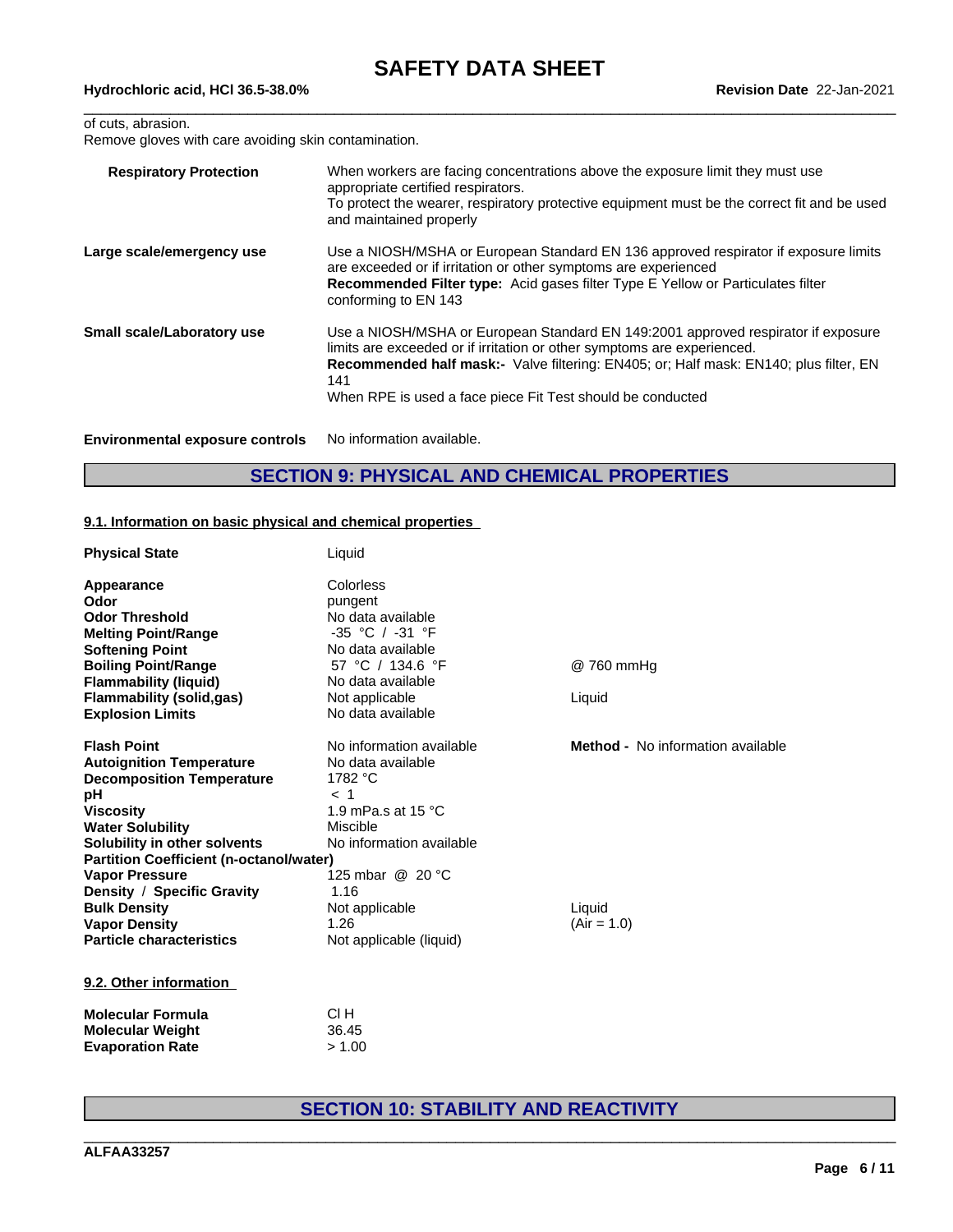of cuts, abrasion.
Remove gloves with care avoiding skin contamination.

| | |
|---|---|
| **Respiratory Protection** | When workers are facing concentrations above the exposure limit they must use appropriate certified respirators. To protect the wearer, respiratory protective equipment must be the correct fit and be used and maintained properly |
| **Large scale/emergency use** | Use a NIOSH/MSHA or European Standard EN 136 approved respirator if exposure limits are exceeded or if irritation or other symptoms are experienced **Recommended Filter type:** Acid gases filter Type E Yellow or Particulates filter conforming to EN 143 |
| **Small scale/Laboratory use** | Use a NIOSH/MSHA or European Standard EN 149:2001 approved respirator if exposure limits are exceeded or if irritation or other symptoms are experienced. **Recommended half mask:-** Valve filtering: EN405; or; Half mask: EN140; plus filter, EN 141 When RPE is used a face piece Fit Test should be conducted |

**Environmental exposure controls** No information available.

## SECTION 9: PHYSICAL AND CHEMICAL PROPERTIES

### 9.1. Information on basic physical and chemical properties

| | | |
|---|---|---|
| **Physical State** | Liquid | |
| **Appearance** | Colorless | |
| **Odor** | pungent | |
| **Odor Threshold** | No data available | |
| **Melting Point/Range** | -35 °C / -31 °F | |
| **Softening Point** | No data available | |
| **Boiling Point/Range** | 57 °C / 134.6 °F | @ 760 mmHg |
| **Flammability (liquid)** | No data available | |
| **Flammability (solid,gas)** | Not applicable | Liquid |
| **Explosion Limits** | No data available | |
| **Flash Point** | No information available | **Method -** No information available |
| **Autoignition Temperature** | No data available | |
| **Decomposition Temperature** | 1782 °C | |
| **pH** | < 1 | |
| **Viscosity** | 1.9 mPa.s at 15 °C | |
| **Water Solubility** | Miscible | |
| **Solubility in other solvents** | No information available | |
| **Partition Coefficient (n-octanol/water)** | | |
| **Vapor Pressure** | 125 mbar @ 20 °C | |
| **Density / Specific Gravity** | 1.16 | |
| **Bulk Density** | Not applicable | Liquid |
| **Vapor Density** | 1.26 | (Air = 1.0) |
| **Particle characteristics** | Not applicable (liquid) | |

### 9.2. Other information

| | |
|---|---|
| **Molecular Formula** | Cl H |
| **Molecular Weight** | 36.45 |
| **Evaporation Rate** | > 1.00 |

## SECTION 10: STABILITY AND REACTIVITY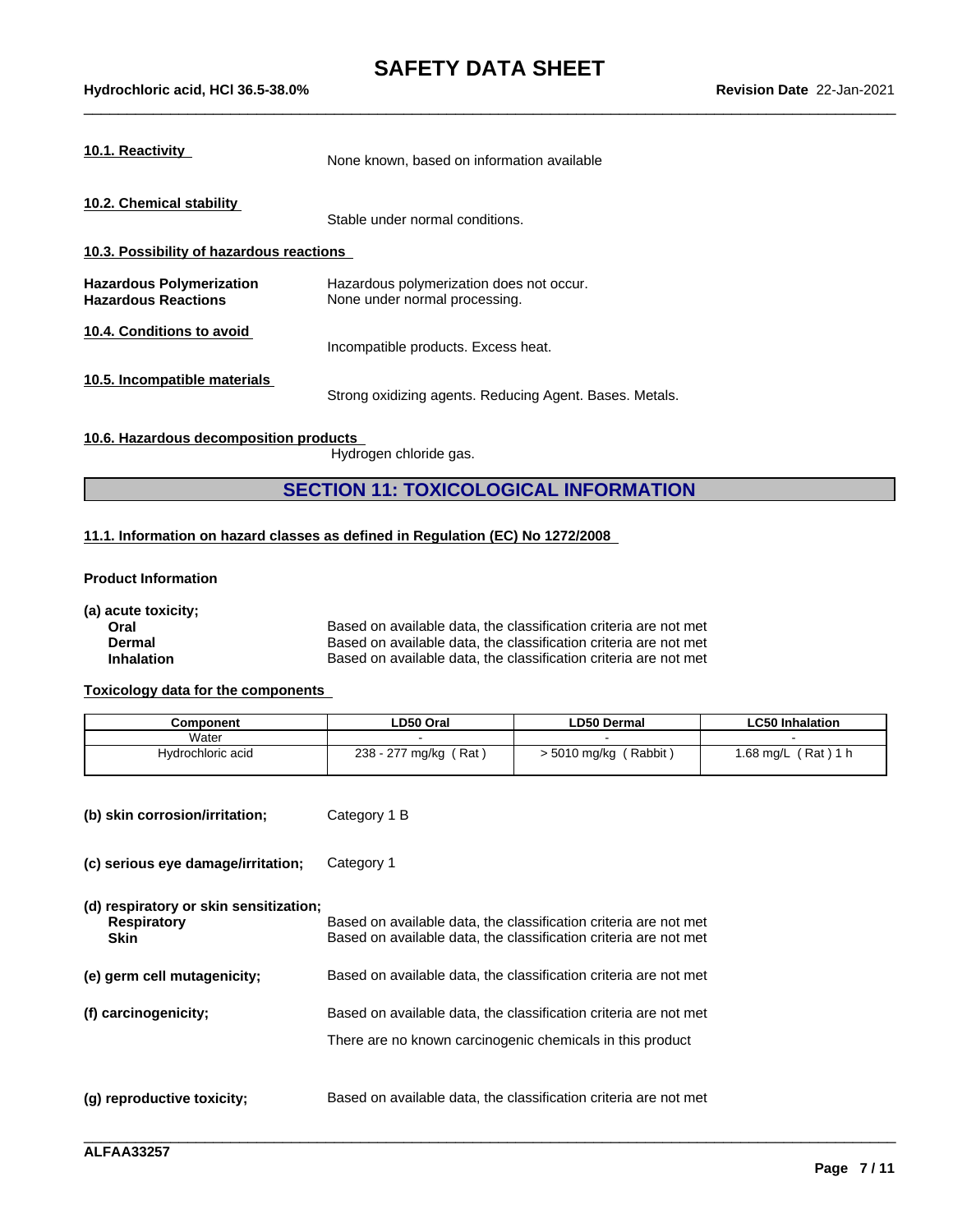**10.1. Reactivity**

None known, based on information available

**10.2. Chemical stability**

Stable under normal conditions.

**10.3. Possibility of hazardous reactions**

**Hazardous Polymerization** Hazardous polymerization does not occur.
**Hazardous Reactions** None under normal processing.

**10.4. Conditions to avoid**

Incompatible products. Excess heat.

**10.5. Incompatible materials**

Strong oxidizing agents. Reducing Agent. Bases. Metals.

**10.6. Hazardous decomposition products**

Hydrogen chloride gas.

## SECTION 11: TOXICOLOGICAL INFORMATION

**11.1. Information on hazard classes as defined in Regulation (EC) No 1272/2008**

**Product Information**

**(a) acute toxicity;**

**Oral** Based on available data, the classification criteria are not met
**Dermal** Based on available data, the classification criteria are not met
**Inhalation** Based on available data, the classification criteria are not met

**Toxicology data for the components**

| Component | LD50 Oral | LD50 Dermal | LC50 Inhalation |
|---|---|---|---|
| Water | - | - | - |
| Hydrochloric acid | 238 - 277 mg/kg ( Rat ) | > 5010 mg/kg ( Rabbit ) | 1.68 mg/L ( Rat ) 1 h |

**(b) skin corrosion/irritation;** Category 1 B

**(c) serious eye damage/irritation;** Category 1

**(d) respiratory or skin sensitization;**

**Respiratory** Based on available data, the classification criteria are not met
**Skin** Based on available data, the classification criteria are not met

**(e) germ cell mutagenicity;** Based on available data, the classification criteria are not met

**(f) carcinogenicity;** Based on available data, the classification criteria are not met

There are no known carcinogenic chemicals in this product

**(g) reproductive toxicity;** Based on available data, the classification criteria are not met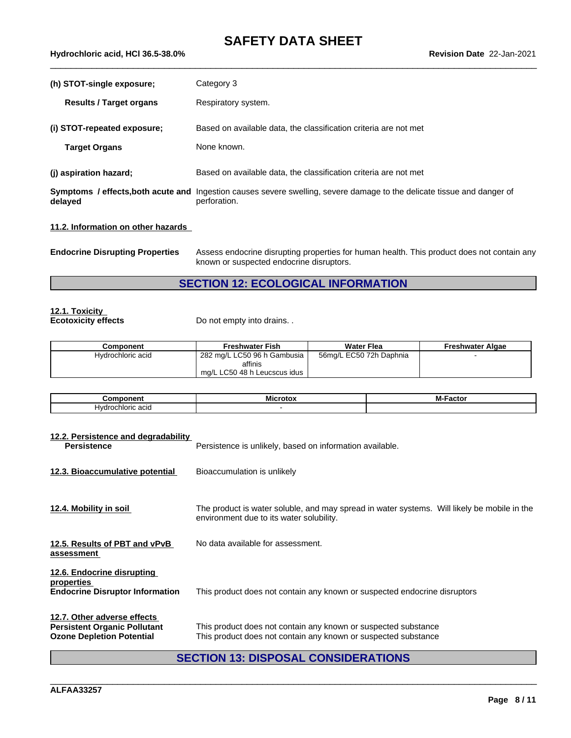**(h) STOT-single exposure;** Category 3

**Results / Target organs** Respiratory system.

**(i) STOT-repeated exposure;** Based on available data, the classification criteria are not met

**Target Organs** None known.

**(j) aspiration hazard;** Based on available data, the classification criteria are not met

**Symptoms / effects,both acute and delayed** Ingestion causes severe swelling, severe damage to the delicate tissue and danger of perforation.

**11.2. Information on other hazards**

**Endocrine Disrupting Properties** Assess endocrine disrupting properties for human health. This product does not contain any known or suspected endocrine disruptors.

## SECTION 12: ECOLOGICAL INFORMATION

**12.1. Toxicity**
**Ecotoxicity effects** Do not empty into drains. .

| Component | Freshwater Fish | Water Flea | Freshwater Algae |
|---|---|---|---|
| Hydrochloric acid | 282 mg/L LC50 96 h Gambusia affinis<br>mg/L LC50 48 h Leucscus idus | 56mg/L EC50 72h Daphnia | - |

| Component | Microtox | M-Factor |
|---|---|---|
| Hydrochloric acid | - | |

**12.2. Persistence and degradability**
**Persistence** Persistence is unlikely, based on information available.

**12.3. Bioaccumulative potential** Bioaccumulation is unlikely

**12.4. Mobility in soil** The product is water soluble, and may spread in water systems. Will likely be mobile in the environment due to its water solubility.

**12.5. Results of PBT and vPvB assessment** No data available for assessment.

**12.6. Endocrine disrupting properties**
**Endocrine Disruptor Information** This product does not contain any known or suspected endocrine disruptors

**12.7. Other adverse effects**
**Persistent Organic Pollutant** This product does not contain any known or suspected substance
**Ozone Depletion Potential** This product does not contain any known or suspected substance

## SECTION 13: DISPOSAL CONSIDERATIONS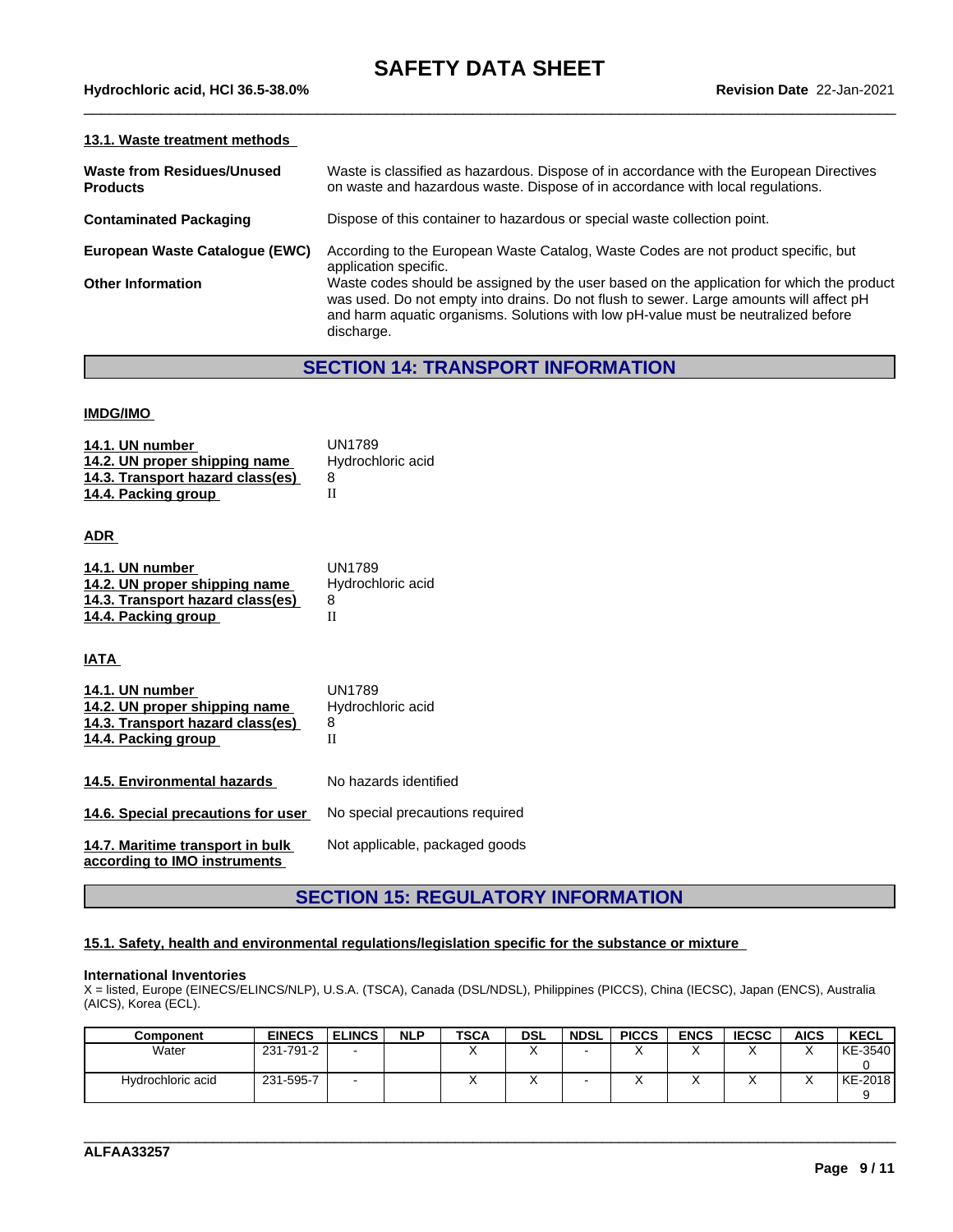#### 13.1. Waste treatment methods

| | |
|---|---|
| **Waste from Residues/Unused Products** | Waste is classified as hazardous. Dispose of in accordance with the European Directives on waste and hazardous waste. Dispose of in accordance with local regulations. |
| **Contaminated Packaging** | Dispose of this container to hazardous or special waste collection point. |
| **European Waste Catalogue (EWC)** | According to the European Waste Catalog, Waste Codes are not product specific, but application specific. |
| **Other Information** | Waste codes should be assigned by the user based on the application for which the product was used. Do not empty into drains. Do not flush to sewer. Large amounts will affect pH and harm aquatic organisms. Solutions with low pH-value must be neutralized before discharge. |

## SECTION 14: TRANSPORT INFORMATION

#### IMDG/IMO

| | |
|---|---|
| **14.1. UN number** | UN1789 |
| **14.2. UN proper shipping name** | Hydrochloric acid |
| **14.3. Transport hazard class(es)** | 8 |
| **14.4. Packing group** | II |

#### ADR

| | |
|---|---|
| **14.1. UN number** | UN1789 |
| **14.2. UN proper shipping name** | Hydrochloric acid |
| **14.3. Transport hazard class(es)** | 8 |
| **14.4. Packing group** | II |

#### IATA

| | |
|---|---|
| **14.1. UN number** | UN1789 |
| **14.2. UN proper shipping name** | Hydrochloric acid |
| **14.3. Transport hazard class(es)** | 8 |
| **14.4. Packing group** | II |

| | |
|---|---|
| **14.5. Environmental hazards** | No hazards identified |
| **14.6. Special precautions for user** | No special precautions required |
| **14.7. Maritime transport in bulk according to IMO instruments** | Not applicable, packaged goods |

## SECTION 15: REGULATORY INFORMATION

#### 15.1. Safety, health and environmental regulations/legislation specific for the substance or mixture

**International Inventories**

X = listed, Europe (EINECS/ELINCS/NLP), U.S.A. (TSCA), Canada (DSL/NDSL), Philippines (PICCS), China (IECSC), Japan (ENCS), Australia (AICS), Korea (ECL).

| Component | EINECS | ELINCS | NLP | TSCA | DSL | NDSL | PICCS | ENCS | IECSC | AICS | KECL |
|---|---|---|---|---|---|---|---|---|---|---|---|
| Water | 231-791-2 | - | | X | X | - | X | X | X | X | KE-35400 |
| Hydrochloric acid | 231-595-7 | - | | X | X | - | X | X | X | X | KE-20189 |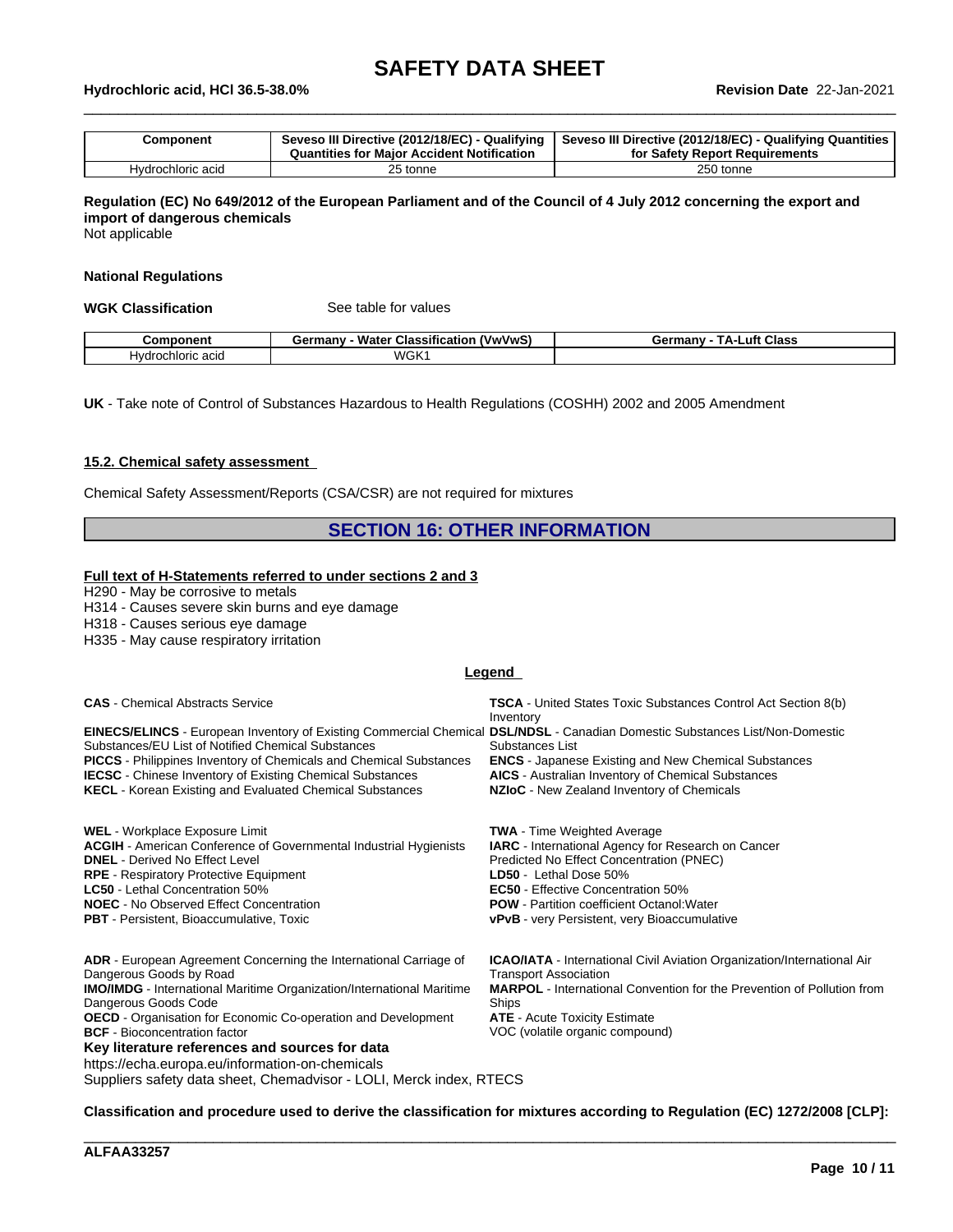| Component | Seveso III Directive (2012/18/EC) - Qualifying Quantities for Major Accident Notification | Seveso III Directive (2012/18/EC) - Qualifying Quantities for Safety Report Requirements |
|---|---|---|
| Hydrochloric acid | 25 tonne | 250 tonne |

**Regulation (EC) No 649/2012 of the European Parliament and of the Council of 4 July 2012 concerning the export and import of dangerous chemicals**
Not applicable

**National Regulations**

**WGK Classification** See table for values

| Component | Germany - Water Classification (VwVwS) | Germany - TA-Luft Class |
|---|---|---|
| Hydrochloric acid | WGK1 | |

**UK** - Take note of Control of Substances Hazardous to Health Regulations (COSHH) 2002 and 2005 Amendment

### 15.2. Chemical safety assessment

Chemical Safety Assessment/Reports (CSA/CSR) are not required for mixtures

## SECTION 16: OTHER INFORMATION

**Full text of H-Statements referred to under sections 2 and 3**

H290 - May be corrosive to metals
H314 - Causes severe skin burns and eye damage
H318 - Causes serious eye damage
H335 - May cause respiratory irritation

**Legend**

**CAS** - Chemical Abstracts Service
**EINECS/ELINCS** - European Inventory of Existing Commercial Chemical Substances/EU List of Notified Chemical Substances
**PICCS** - Philippines Inventory of Chemicals and Chemical Substances
**IECSC** - Chinese Inventory of Existing Chemical Substances
**KECL** - Korean Existing and Evaluated Chemical Substances
**TSCA** - United States Toxic Substances Control Act Section 8(b) Inventory
**DSL/NDSL** - Canadian Domestic Substances List/Non-Domestic Substances List
**ENCS** - Japanese Existing and New Chemical Substances
**AICS** - Australian Inventory of Chemical Substances
**NZIoC** - New Zealand Inventory of Chemicals

**WEL** - Workplace Exposure Limit
**ACGIH** - American Conference of Governmental Industrial Hygienists
**DNEL** - Derived No Effect Level
**RPE** - Respiratory Protective Equipment
**LC50** - Lethal Concentration 50%
**NOEC** - No Observed Effect Concentration
**PBT** - Persistent, Bioaccumulative, Toxic
**TWA** - Time Weighted Average
**IARC** - International Agency for Research on Cancer
Predicted No Effect Concentration (PNEC)
**LD50** - Lethal Dose 50%
**EC50** - Effective Concentration 50%
**POW** - Partition coefficient Octanol:Water
**vPvB** - very Persistent, very Bioaccumulative

**ADR** - European Agreement Concerning the International Carriage of Dangerous Goods by Road
**IMO/IMDG** - International Maritime Organization/International Maritime Dangerous Goods Code
**OECD** - Organisation for Economic Co-operation and Development
**BCF** - Bioconcentration factor
**ICAO/IATA** - International Civil Aviation Organization/International Air Transport Association
**MARPOL** - International Convention for the Prevention of Pollution from Ships
**ATE** - Acute Toxicity Estimate
VOC (volatile organic compound)

**Key literature references and sources for data**
https://echa.europa.eu/information-on-chemicals
Suppliers safety data sheet, Chemadvisor - LOLI, Merck index, RTECS

**Classification and procedure used to derive the classification for mixtures according to Regulation (EC) 1272/2008 [CLP]:**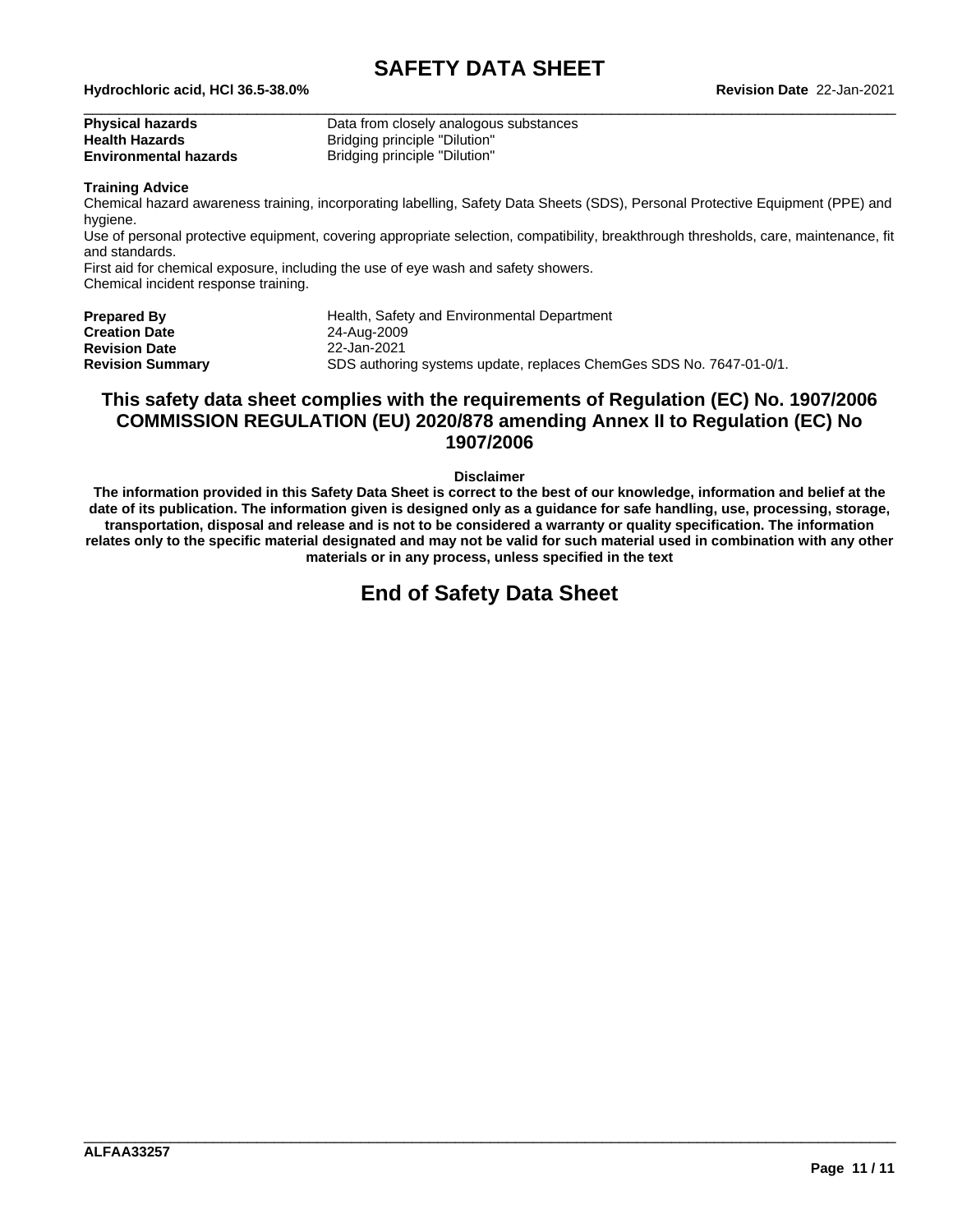| | |
|---|---|
| **Physical hazards** | Data from closely analogous substances |
| **Health Hazards** | Bridging principle "Dilution" |
| **Environmental hazards** | Bridging principle "Dilution" |

**Training Advice**

Chemical hazard awareness training, incorporating labelling, Safety Data Sheets (SDS), Personal Protective Equipment (PPE) and hygiene.
Use of personal protective equipment, covering appropriate selection, compatibility, breakthrough thresholds, care, maintenance, fit and standards.
First aid for chemical exposure, including the use of eye wash and safety showers.
Chemical incident response training.

| | |
|---|---|
| **Prepared By** | Health, Safety and Environmental Department |
| **Creation Date** | 24-Aug-2009 |
| **Revision Date** | 22-Jan-2021 |
| **Revision Summary** | SDS authoring systems update, replaces ChemGes SDS No. 7647-01-0/1. |

## This safety data sheet complies with the requirements of Regulation (EC) No. 1907/2006 COMMISSION REGULATION (EU) 2020/878 amending Annex II to Regulation (EC) No 1907/2006

**Disclaimer**

**The information provided in this Safety Data Sheet is correct to the best of our knowledge, information and belief at the date of its publication. The information given is designed only as a guidance for safe handling, use, processing, storage, transportation, disposal and release and is not to be considered a warranty or quality specification. The information relates only to the specific material designated and may not be valid for such material used in combination with any other materials or in any process, unless specified in the text**

## End of Safety Data Sheet